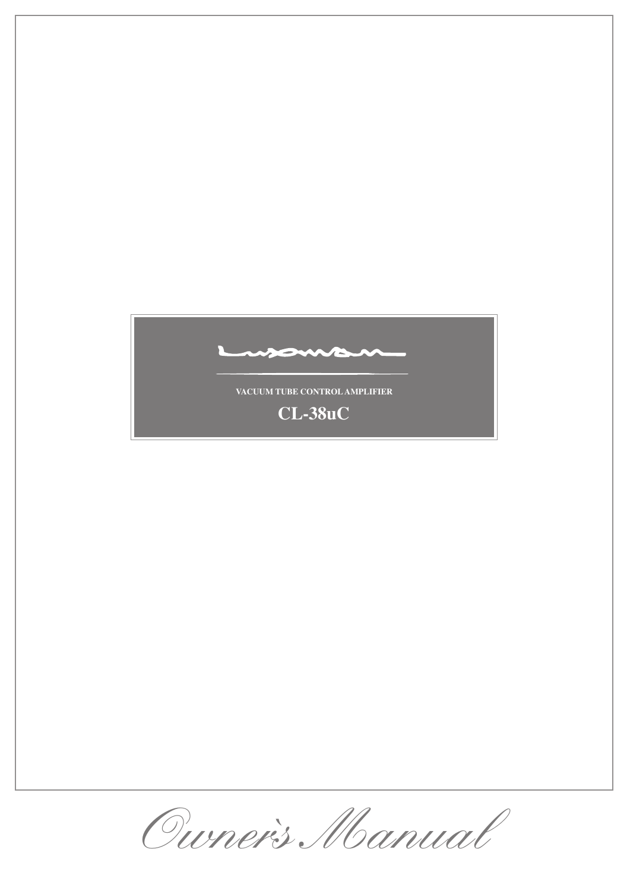LUXMAN

VACUUM TUBE CONTROL AMPLIFIER

# CL-38uC

*Owner's Manual*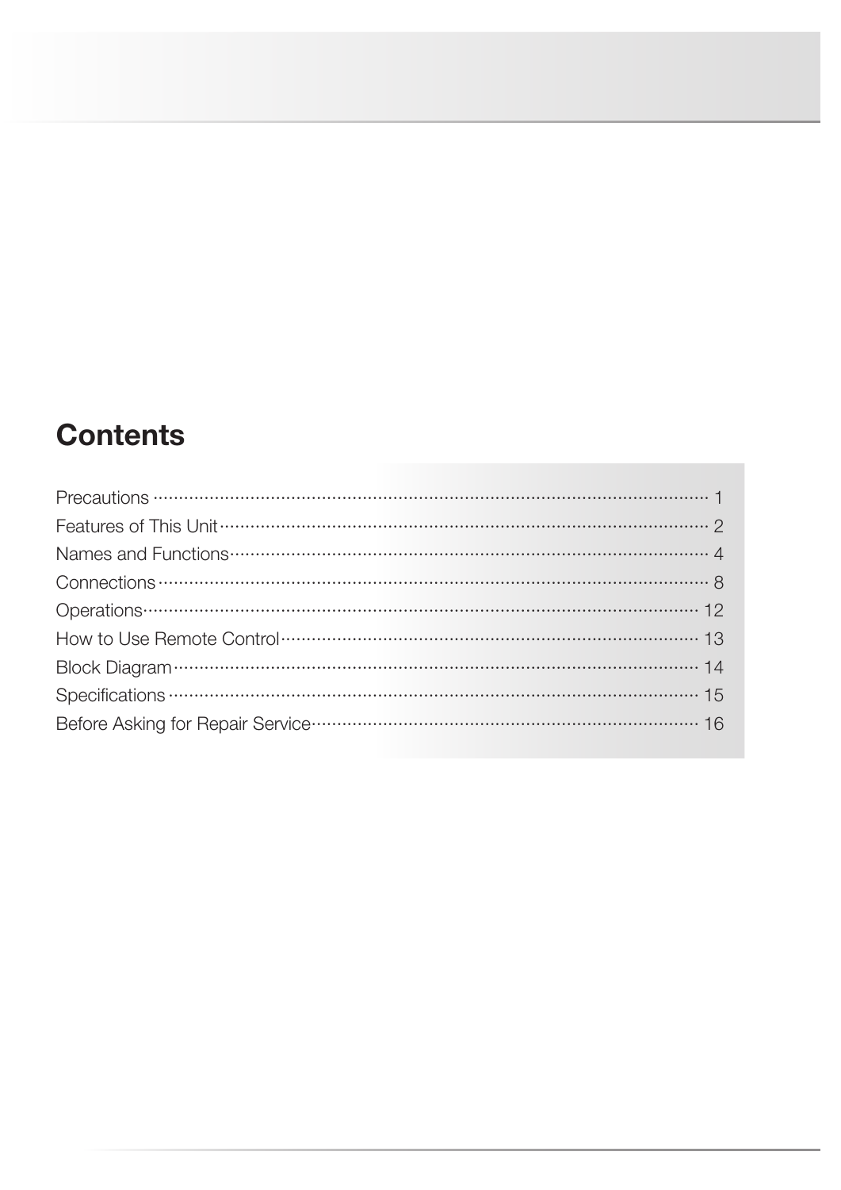## Contents

Precautions ······ 1
Features of This Unit ······ 2
Names and Functions ······ 4
Connections ······ 8
Operations ······ 12
How to Use Remote Control ······ 13
Block Diagram ······ 14
Specifications ······ 15
Before Asking for Repair Service ······ 16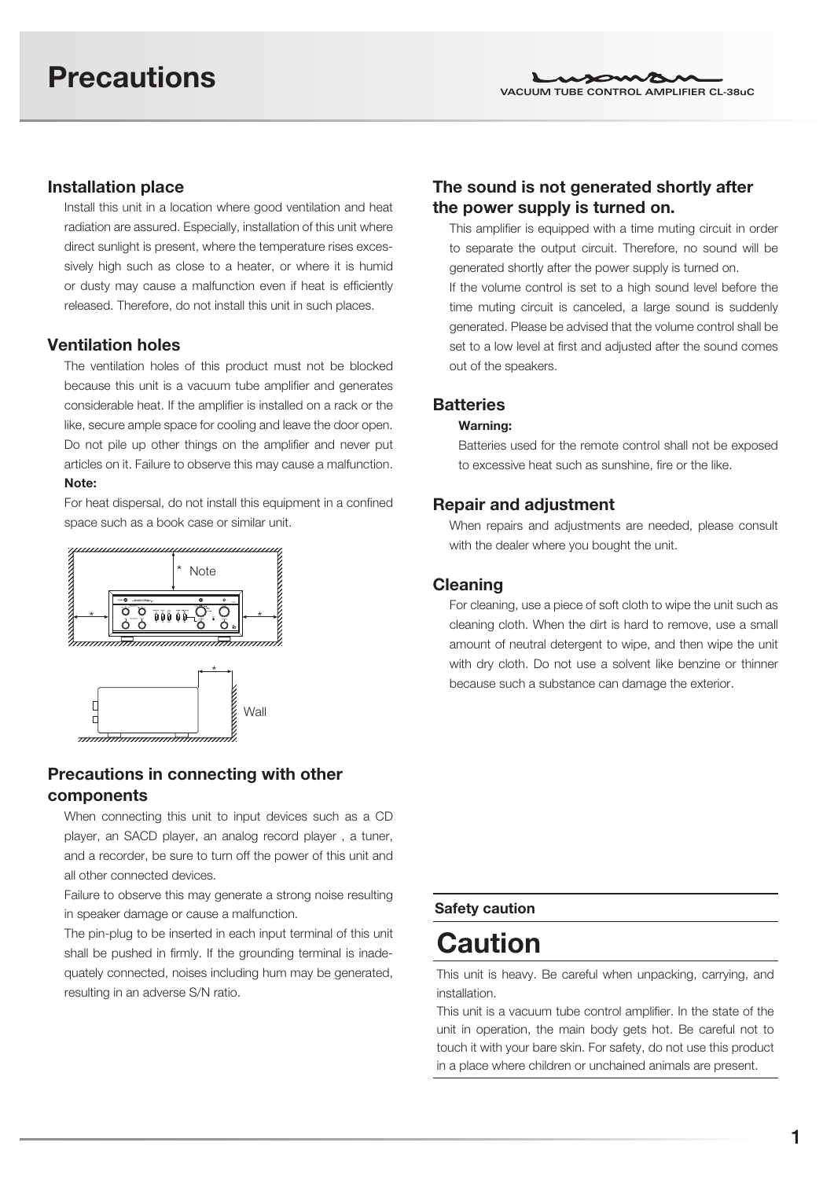# Precautions

## Installation place

Install this unit in a location where good ventilation and heat radiation are assured. Especially, installation of this unit where direct sunlight is present, where the temperature rises excessively high such as close to a heater, or where it is humid or dusty may cause a malfunction even if heat is efficiently released. Therefore, do not install this unit in such places.

## Ventilation holes

The ventilation holes of this product must not be blocked because this unit is a vacuum tube amplifier and generates considerable heat. If the amplifier is installed on a rack or the like, secure ample space for cooling and leave the door open. Do not pile up other things on the amplifier and never put articles on it. Failure to observe this may cause a malfunction.

**Note:**

For heat dispersal, do not install this equipment in a confined space such as a book case or similar unit.

\* Note

Wall

## Precautions in connecting with other components

When connecting this unit to input devices such as a CD player, an SACD player, an analog record player , a tuner, and a recorder, be sure to turn off the power of this unit and all other connected devices.

Failure to observe this may generate a strong noise resulting in speaker damage or cause a malfunction.

The pin-plug to be inserted in each input terminal of this unit shall be pushed in firmly. If the grounding terminal is inadequately connected, noises including hum may be generated, resulting in an adverse S/N ratio.

## The sound is not generated shortly after the power supply is turned on.

This amplifier is equipped with a time muting circuit in order to separate the output circuit. Therefore, no sound will be generated shortly after the power supply is turned on.

If the volume control is set to a high sound level before the time muting circuit is canceled, a large sound is suddenly generated. Please be advised that the volume control shall be set to a low level at first and adjusted after the sound comes out of the speakers.

## Batteries

**Warning:**

Batteries used for the remote control shall not be exposed to excessive heat such as sunshine, fire or the like.

## Repair and adjustment

When repairs and adjustments are needed, please consult with the dealer where you bought the unit.

## Cleaning

For cleaning, use a piece of soft cloth to wipe the unit such as cleaning cloth. When the dirt is hard to remove, use a small amount of neutral detergent to wipe, and then wipe the unit with dry cloth. Do not use a solvent like benzine or thinner because such a substance can damage the exterior.

**Safety caution**

# Caution

This unit is heavy. Be careful when unpacking, carrying, and installation.

This unit is a vacuum tube control amplifier. In the state of the unit in operation, the main body gets hot. Be careful not to touch it with your bare skin. For safety, do not use this product in a place where children or unchained animals are present.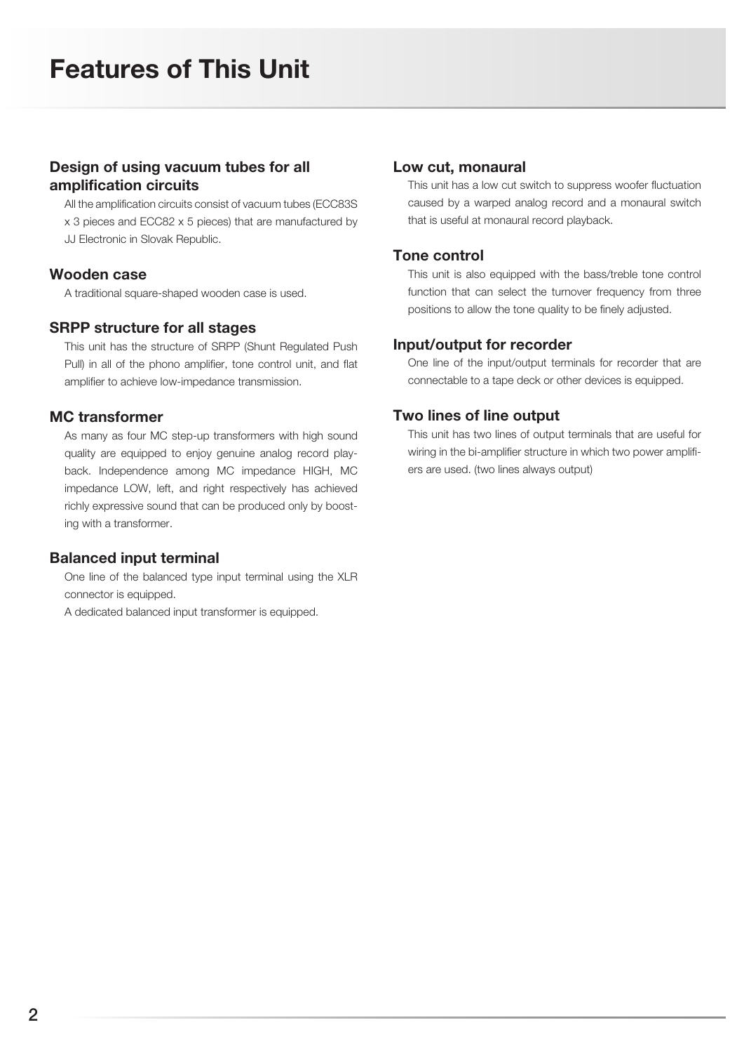# Features of This Unit

## Design of using vacuum tubes for all amplification circuits

All the amplification circuits consist of vacuum tubes (ECC83S x 3 pieces and ECC82 x 5 pieces) that are manufactured by JJ Electronic in Slovak Republic.

## Wooden case

A traditional square-shaped wooden case is used.

## SRPP structure for all stages

This unit has the structure of SRPP (Shunt Regulated Push Pull) in all of the phono amplifier, tone control unit, and flat amplifier to achieve low-impedance transmission.

## MC transformer

As many as four MC step-up transformers with high sound quality are equipped to enjoy genuine analog record playback. Independence among MC impedance HIGH, MC impedance LOW, left, and right respectively has achieved richly expressive sound that can be produced only by boosting with a transformer.

## Balanced input terminal

One line of the balanced type input terminal using the XLR connector is equipped.

A dedicated balanced input transformer is equipped.

## Low cut, monaural

This unit has a low cut switch to suppress woofer fluctuation caused by a warped analog record and a monaural switch that is useful at monaural record playback.

## Tone control

This unit is also equipped with the bass/treble tone control function that can select the turnover frequency from three positions to allow the tone quality to be finely adjusted.

## Input/output for recorder

One line of the input/output terminals for recorder that are connectable to a tape deck or other devices is equipped.

## Two lines of line output

This unit has two lines of output terminals that are useful for wiring in the bi-amplifier structure in which two power amplifiers are used. (two lines always output)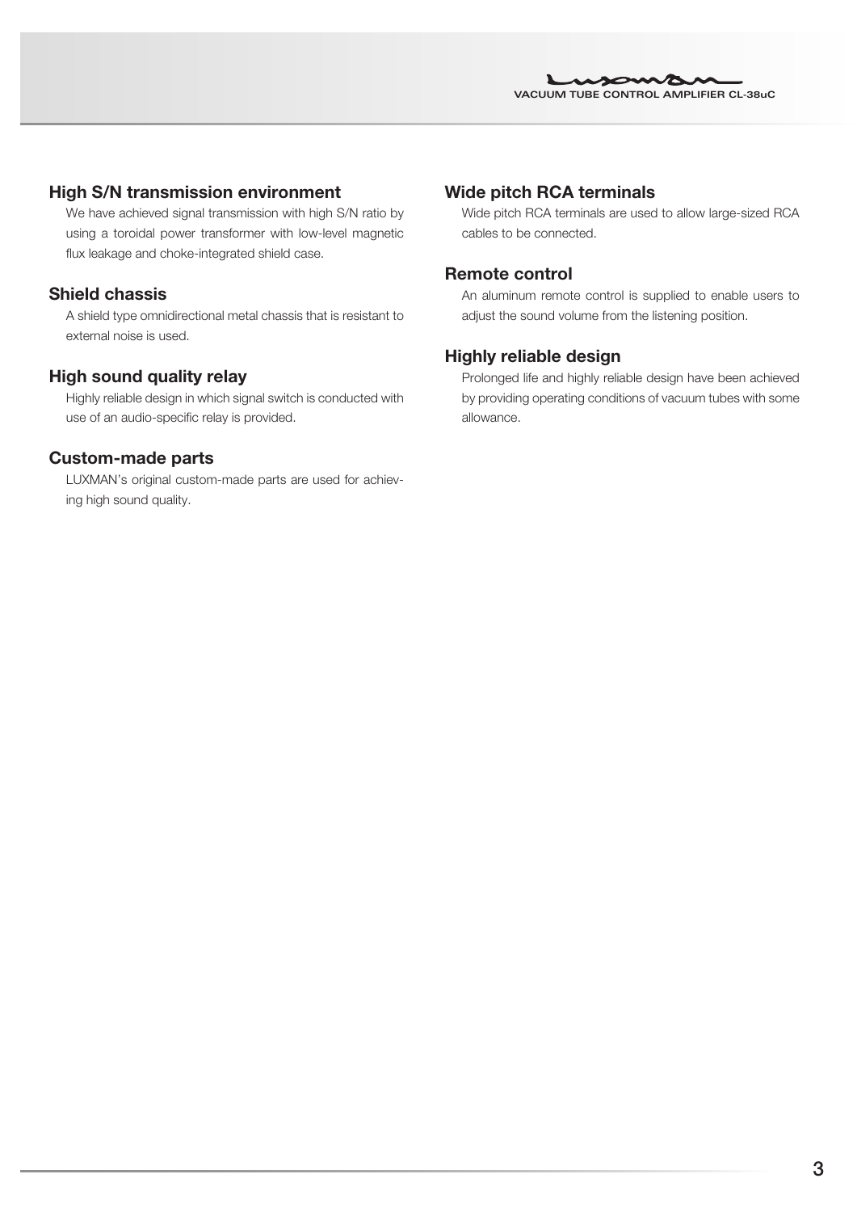## High S/N transmission environment

We have achieved signal transmission with high S/N ratio by using a toroidal power transformer with low-level magnetic flux leakage and choke-integrated shield case.

## Shield chassis

A shield type omnidirectional metal chassis that is resistant to external noise is used.

## High sound quality relay

Highly reliable design in which signal switch is conducted with use of an audio-specific relay is provided.

## Custom-made parts

LUXMAN's original custom-made parts are used for achieving high sound quality.

## Wide pitch RCA terminals

Wide pitch RCA terminals are used to allow large-sized RCA cables to be connected.

## Remote control

An aluminum remote control is supplied to enable users to adjust the sound volume from the listening position.

## Highly reliable design

Prolonged life and highly reliable design have been achieved by providing operating conditions of vacuum tubes with some allowance.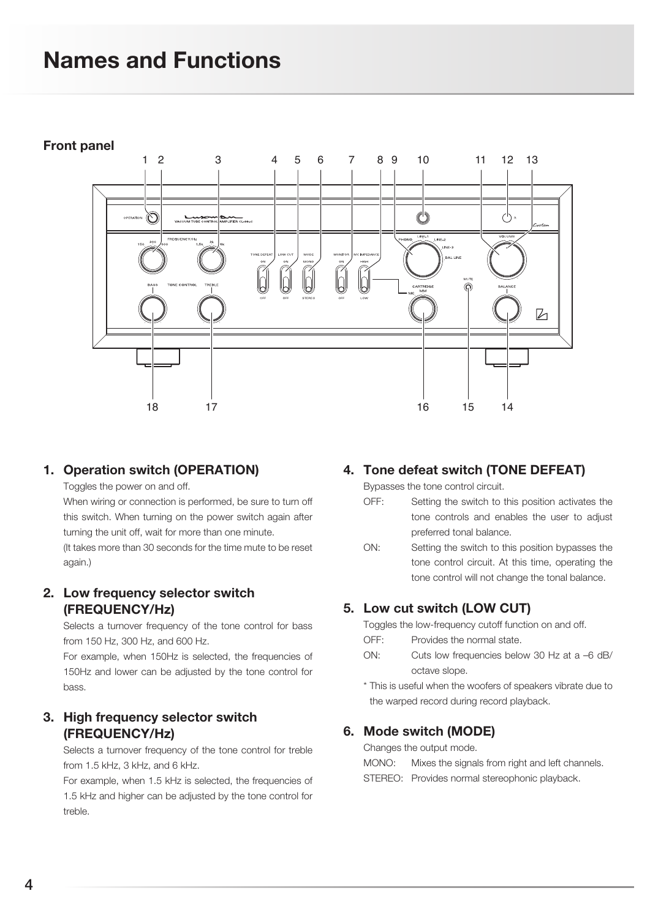# Names and Functions

## Front panel

### 1. Operation switch (OPERATION)

Toggles the power on and off.

When wiring or connection is performed, be sure to turn off this switch. When turning on the power switch again after turning the unit off, wait for more than one minute.

(It takes more than 30 seconds for the time mute to be reset again.)

### 2. Low frequency selector switch (FREQUENCY/Hz)

Selects a turnover frequency of the tone control for bass from 150 Hz, 300 Hz, and 600 Hz.

For example, when 150Hz is selected, the frequencies of 150Hz and lower can be adjusted by the tone control for bass.

### 3. High frequency selector switch (FREQUENCY/Hz)

Selects a turnover frequency of the tone control for treble from 1.5 kHz, 3 kHz, and 6 kHz.

For example, when 1.5 kHz is selected, the frequencies of 1.5 kHz and higher can be adjusted by the tone control for treble.

### 4. Tone defeat switch (TONE DEFEAT)

Bypasses the tone control circuit.

OFF: Setting the switch to this position activates the tone controls and enables the user to adjust preferred tonal balance.

ON: Setting the switch to this position bypasses the tone control circuit. At this time, operating the tone control will not change the tonal balance.

### 5. Low cut switch (LOW CUT)

Toggles the low-frequency cutoff function on and off.

OFF: Provides the normal state.

ON: Cuts low frequencies below 30 Hz at a –6 dB/octave slope.

* This is useful when the woofers of speakers vibrate due to the warped record during record playback.

### 6. Mode switch (MODE)

Changes the output mode.

MONO: Mixes the signals from right and left channels.

STEREO: Provides normal stereophonic playback.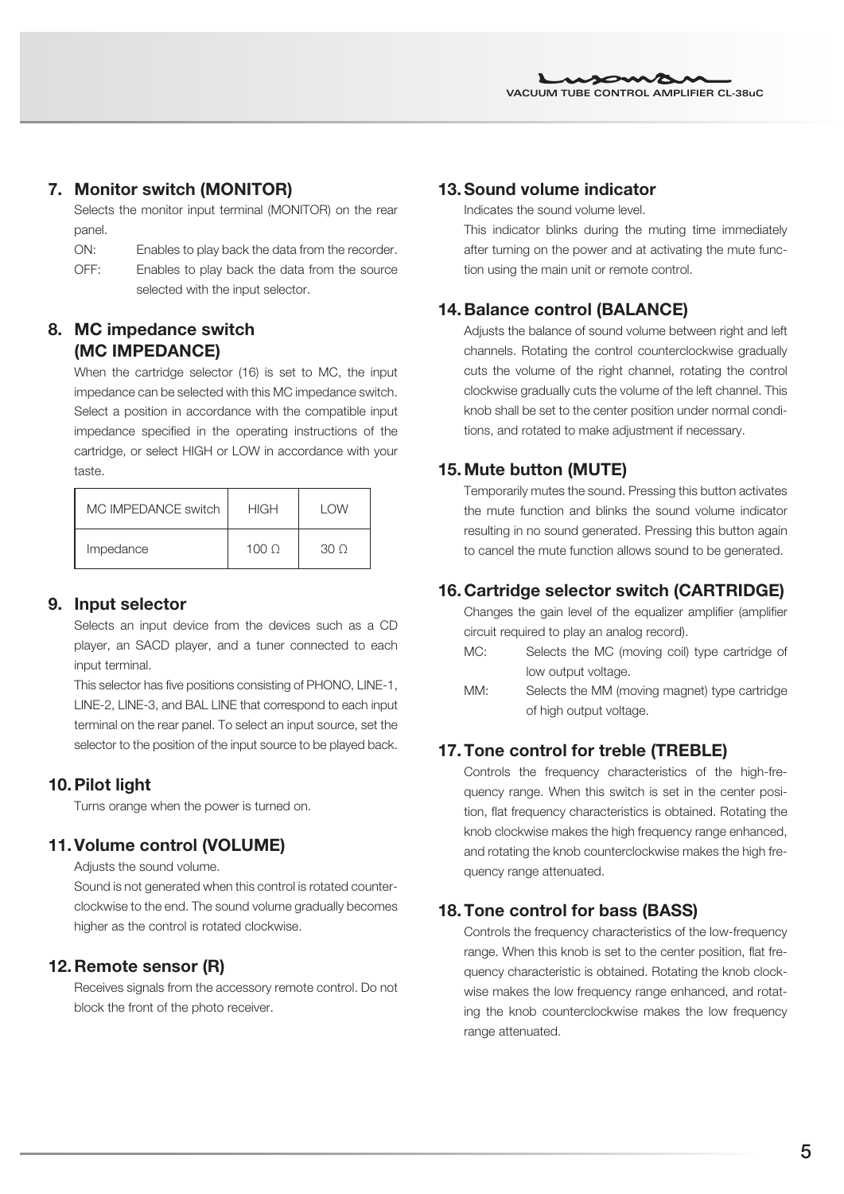## 7. Monitor switch (MONITOR)

Selects the monitor input terminal (MONITOR) on the rear panel.

ON: Enables to play back the data from the recorder.

OFF: Enables to play back the data from the source selected with the input selector.

## 8. MC impedance switch (MC IMPEDANCE)

When the cartridge selector (16) is set to MC, the input impedance can be selected with this MC impedance switch. Select a position in accordance with the compatible input impedance specified in the operating instructions of the cartridge, or select HIGH or LOW in accordance with your taste.

| MC IMPEDANCE switch | HIGH | LOW |
|---|---|---|
| Impedance | 100 Ω | 30 Ω |

## 9. Input selector

Selects an input device from the devices such as a CD player, an SACD player, and a tuner connected to each input terminal.

This selector has five positions consisting of PHONO, LINE-1, LINE-2, LINE-3, and BAL LINE that correspond to each input terminal on the rear panel. To select an input source, set the selector to the position of the input source to be played back.

## 10. Pilot light

Turns orange when the power is turned on.

## 11. Volume control (VOLUME)

Adjusts the sound volume.

Sound is not generated when this control is rotated counterclockwise to the end. The sound volume gradually becomes higher as the control is rotated clockwise.

## 12. Remote sensor (R)

Receives signals from the accessory remote control. Do not block the front of the photo receiver.

## 13. Sound volume indicator

Indicates the sound volume level.

This indicator blinks during the muting time immediately after turning on the power and at activating the mute function using the main unit or remote control.

## 14. Balance control (BALANCE)

Adjusts the balance of sound volume between right and left channels. Rotating the control counterclockwise gradually cuts the volume of the right channel, rotating the control clockwise gradually cuts the volume of the left channel. This knob shall be set to the center position under normal conditions, and rotated to make adjustment if necessary.

## 15. Mute button (MUTE)

Temporarily mutes the sound. Pressing this button activates the mute function and blinks the sound volume indicator resulting in no sound generated. Pressing this button again to cancel the mute function allows sound to be generated.

## 16. Cartridge selector switch (CARTRIDGE)

Changes the gain level of the equalizer amplifier (amplifier circuit required to play an analog record).

MC: Selects the MC (moving coil) type cartridge of low output voltage.

MM: Selects the MM (moving magnet) type cartridge of high output voltage.

## 17. Tone control for treble (TREBLE)

Controls the frequency characteristics of the high-frequency range. When this switch is set in the center position, flat frequency characteristics is obtained. Rotating the knob clockwise makes the high frequency range enhanced, and rotating the knob counterclockwise makes the high frequency range attenuated.

## 18. Tone control for bass (BASS)

Controls the frequency characteristics of the low-frequency range. When this knob is set to the center position, flat frequency characteristic is obtained. Rotating the knob clockwise makes the low frequency range enhanced, and rotating the knob counterclockwise makes the low frequency range attenuated.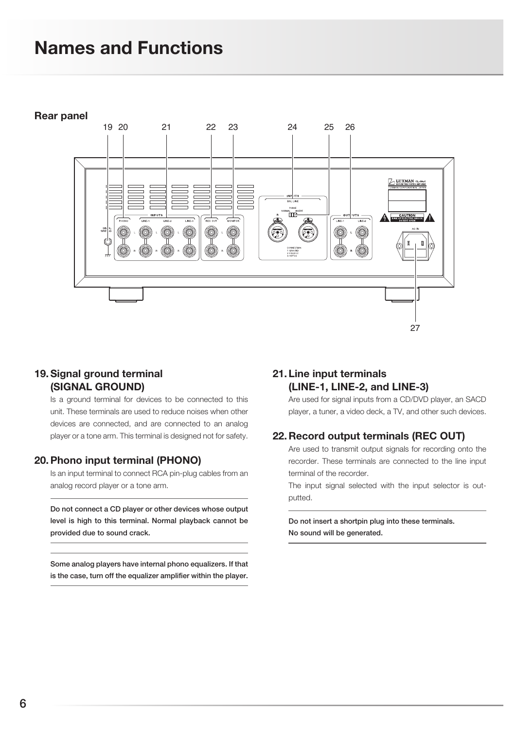# Names and Functions

## Rear panel

### 19. Signal ground terminal (SIGNAL GROUND)

Is a ground terminal for devices to be connected to this unit. These terminals are used to reduce noises when other devices are connected, and are connected to an analog player or a tone arm. This terminal is designed not for safety.

### 20. Phono input terminal (PHONO)

Is an input terminal to connect RCA pin-plug cables from an analog record player or a tone arm.

**Do not connect a CD player or other devices whose output level is high to this terminal. Normal playback cannot be provided due to sound crack.**

**Some analog players have internal phono equalizers. If that is the case, turn off the equalizer amplifier within the player.**

### 21. Line input terminals (LINE-1, LINE-2, and LINE-3)

Are used for signal inputs from a CD/DVD player, an SACD player, a tuner, a video deck, a TV, and other such devices.

### 22. Record output terminals (REC OUT)

Are used to transmit output signals for recording onto the recorder. These terminals are connected to the line input terminal of the recorder.

The input signal selected with the input selector is outputted.

**Do not insert a shortpin plug into these terminals. No sound will be generated.**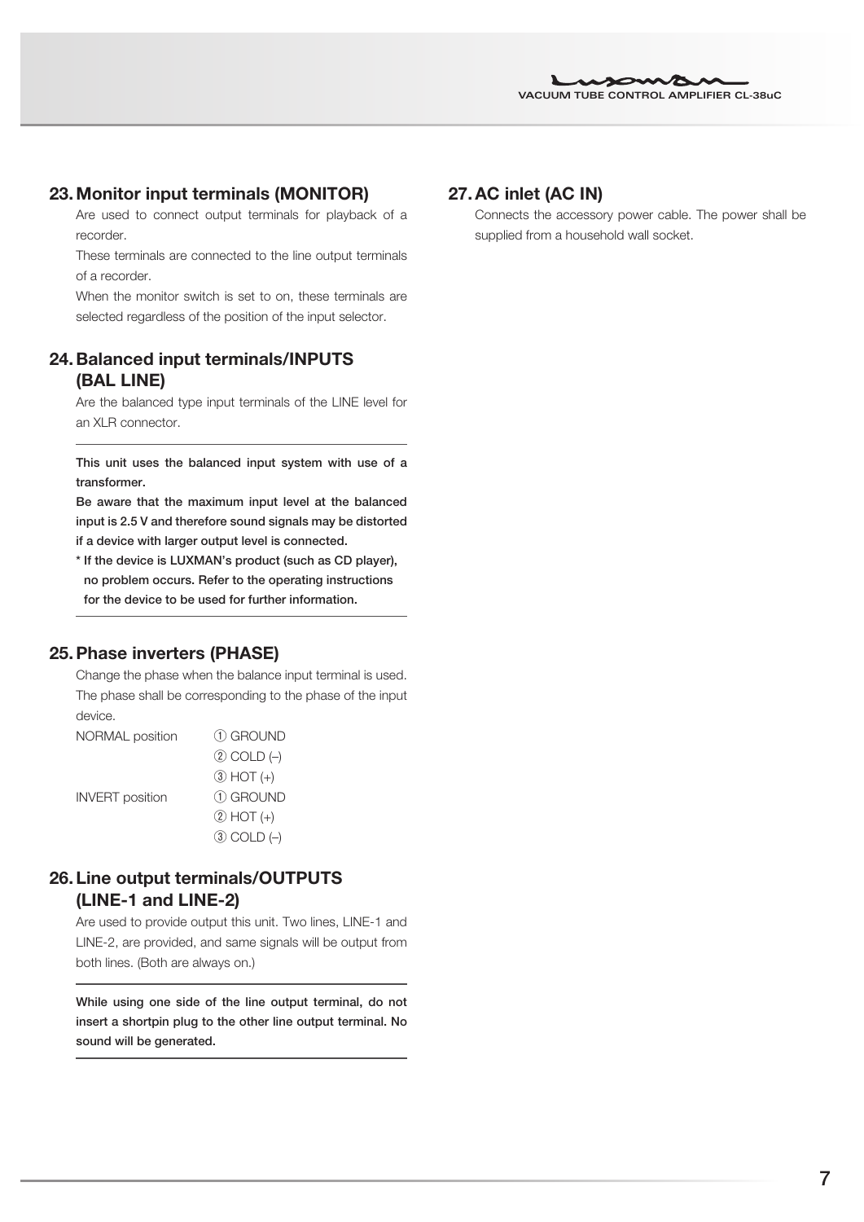## 23. Monitor input terminals (MONITOR)

Are used to connect output terminals for playback of a recorder.

These terminals are connected to the line output terminals of a recorder.

When the monitor switch is set to on, these terminals are selected regardless of the position of the input selector.

## 24. Balanced input terminals/INPUTS (BAL LINE)

Are the balanced type input terminals of the LINE level for an XLR connector.

---

**This unit uses the balanced input system with use of a transformer.**

**Be aware that the maximum input level at the balanced input is 2.5 V and therefore sound signals may be distorted if a device with larger output level is connected.**

**\* If the device is LUXMAN's product (such as CD player), no problem occurs. Refer to the operating instructions for the device to be used for further information.**

---

## 25. Phase inverters (PHASE)

Change the phase when the balance input terminal is used. The phase shall be corresponding to the phase of the input device.

| | |
|---|---|
| NORMAL position | ① GROUND |
| | ② COLD (–) |
| | ③ HOT (+) |
| INVERT position | ① GROUND |
| | ② HOT (+) |
| | ③ COLD (–) |

## 26. Line output terminals/OUTPUTS (LINE-1 and LINE-2)

Are used to provide output this unit. Two lines, LINE-1 and LINE-2, are provided, and same signals will be output from both lines. (Both are always on.)

---

**While using one side of the line output terminal, do not insert a shortpin plug to the other line output terminal. No sound will be generated.**

---

## 27. AC inlet (AC IN)

Connects the accessory power cable. The power shall be supplied from a household wall socket.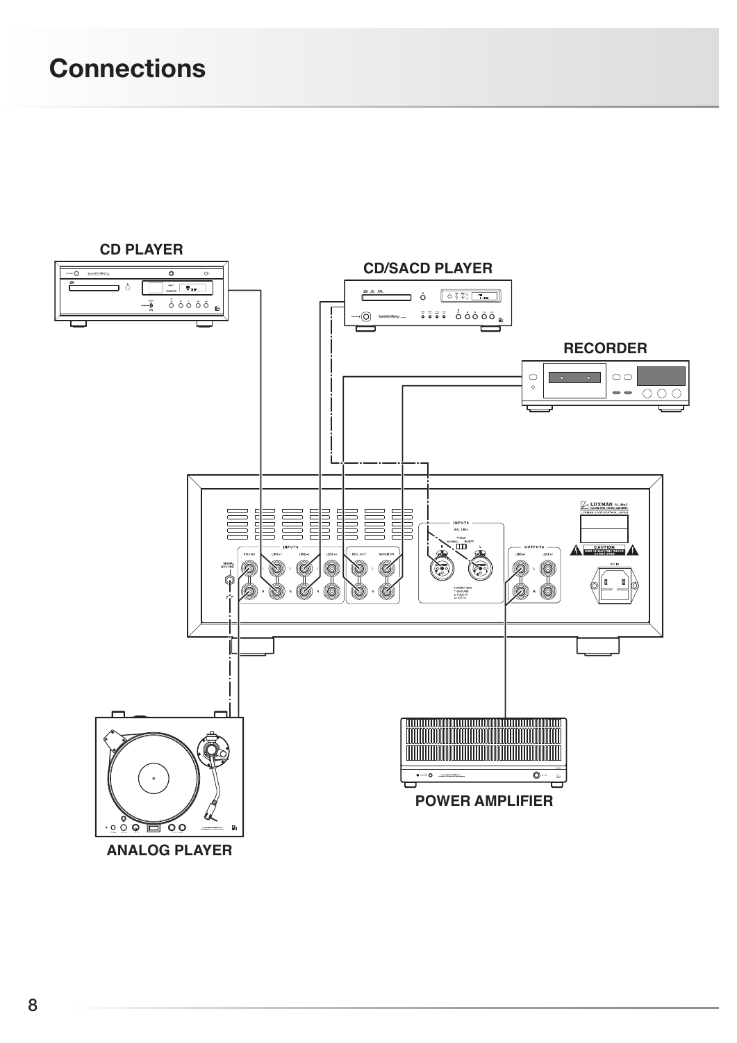# Connections

CD PLAYER

CD/SACD PLAYER

RECORDER

POWER AMPLIFIER

ANALOG PLAYER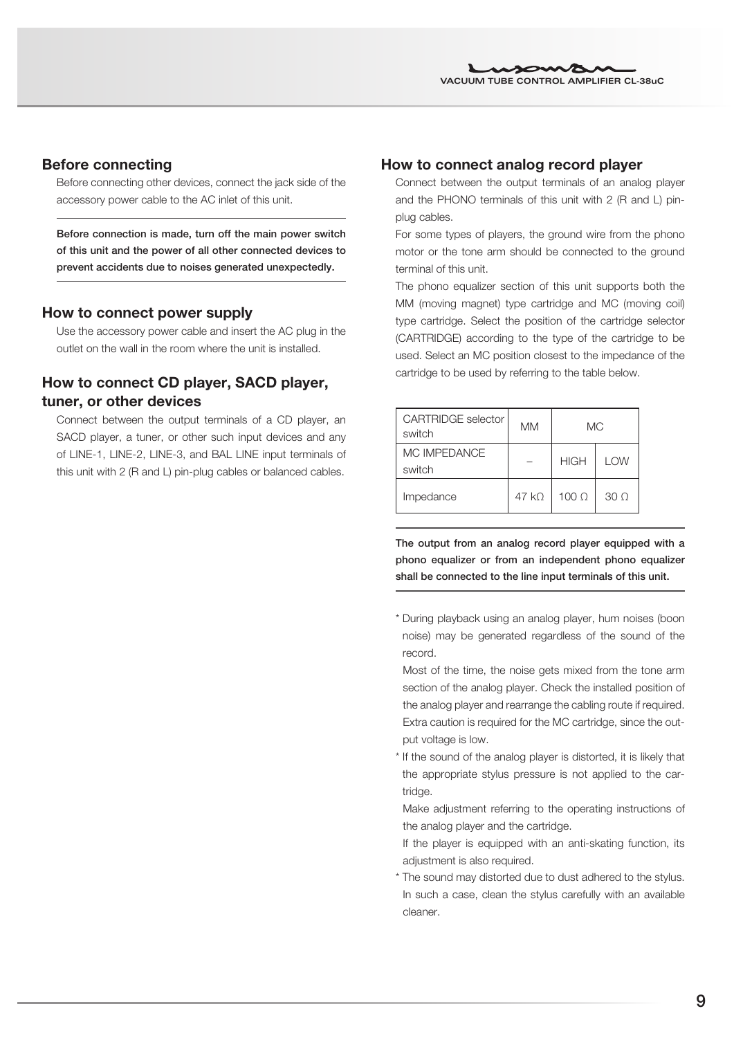## Before connecting

Before connecting other devices, connect the jack side of the accessory power cable to the AC inlet of this unit.

**Before connection is made, turn off the main power switch of this unit and the power of all other connected devices to prevent accidents due to noises generated unexpectedly.**

## How to connect power supply

Use the accessory power cable and insert the AC plug in the outlet on the wall in the room where the unit is installed.

## How to connect CD player, SACD player, tuner, or other devices

Connect between the output terminals of a CD player, an SACD player, a tuner, or other such input devices and any of LINE-1, LINE-2, LINE-3, and BAL LINE input terminals of this unit with 2 (R and L) pin-plug cables or balanced cables.

## How to connect analog record player

Connect between the output terminals of an analog player and the PHONO terminals of this unit with 2 (R and L) pin-plug cables.

For some types of players, the ground wire from the phono motor or the tone arm should be connected to the ground terminal of this unit.

The phono equalizer section of this unit supports both the MM (moving magnet) type cartridge and MC (moving coil) type cartridge. Select the position of the cartridge selector (CARTRIDGE) according to the type of the cartridge to be used. Select an MC position closest to the impedance of the cartridge to be used by referring to the table below.

| CARTRIDGE selector switch | MM | MC | |
|---|---|---|---|
| MC IMPEDANCE switch | – | HIGH | LOW |
| Impedance | 47 kΩ | 100 Ω | 30 Ω |

**The output from an analog record player equipped with a phono equalizer or from an independent phono equalizer shall be connected to the line input terminals of this unit.**

\* During playback using an analog player, hum noises (boon noise) may be generated regardless of the sound of the record.
  Most of the time, the noise gets mixed from the tone arm section of the analog player. Check the installed position of the analog player and rearrange the cabling route if required. Extra caution is required for the MC cartridge, since the output voltage is low.

\* If the sound of the analog player is distorted, it is likely that the appropriate stylus pressure is not applied to the cartridge.
  Make adjustment referring to the operating instructions of the analog player and the cartridge.
  If the player is equipped with an anti-skating function, its adjustment is also required.

\* The sound may distorted due to dust adhered to the stylus. In such a case, clean the stylus carefully with an available cleaner.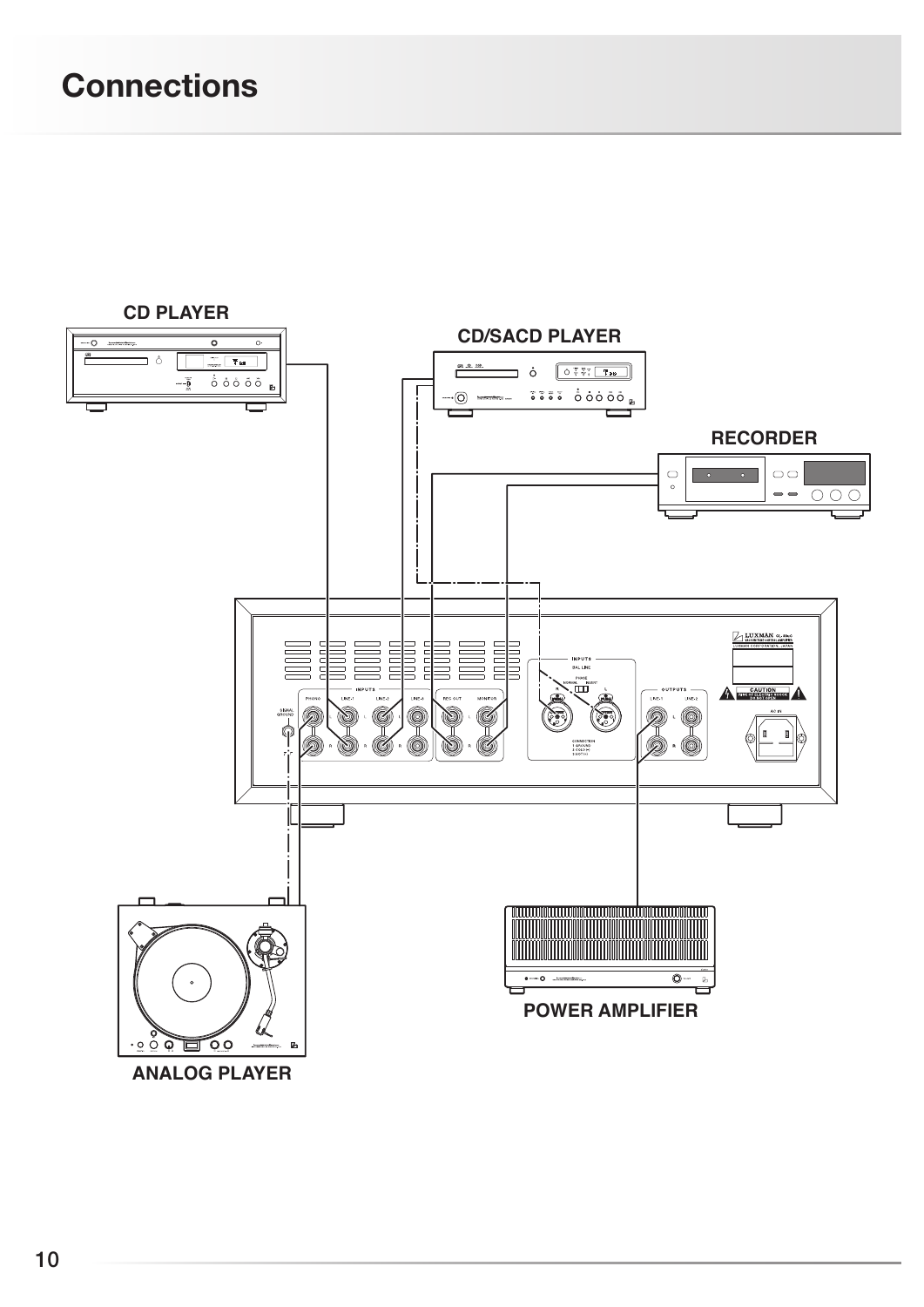# Connections

CD PLAYER

CD/SACD PLAYER

RECORDER

ANALOG PLAYER

POWER AMPLIFIER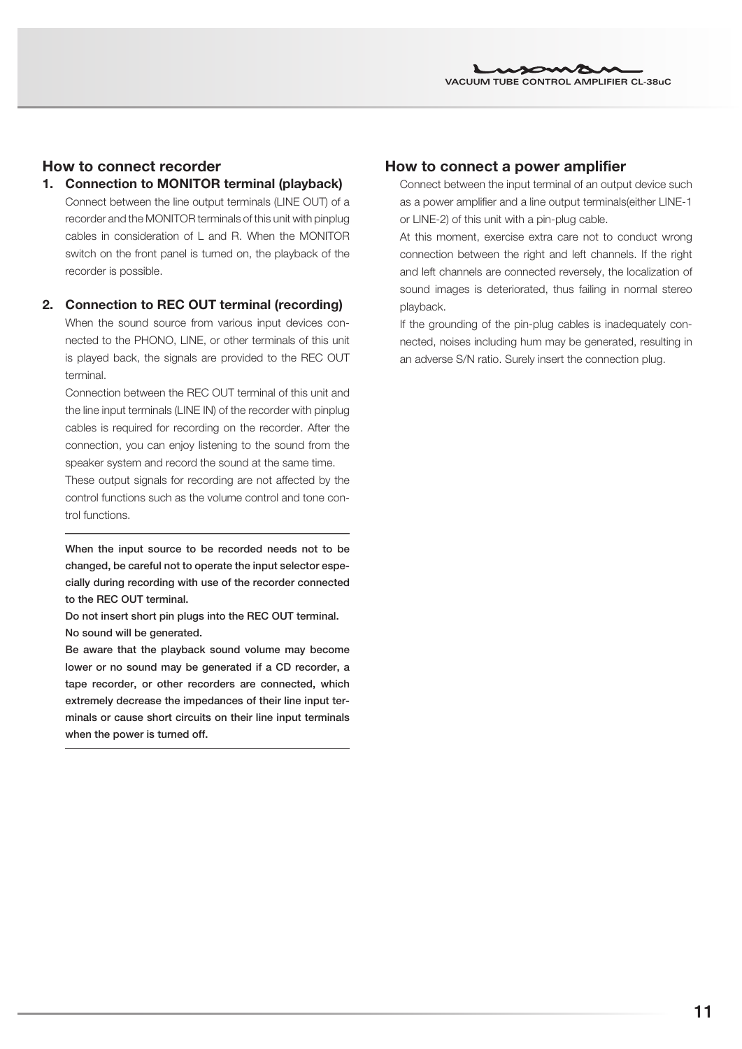## How to connect recorder

### 1. Connection to MONITOR terminal (playback)

Connect between the line output terminals (LINE OUT) of a recorder and the MONITOR terminals of this unit with pinplug cables in consideration of L and R. When the MONITOR switch on the front panel is turned on, the playback of the recorder is possible.

### 2. Connection to REC OUT terminal (recording)

When the sound source from various input devices connected to the PHONO, LINE, or other terminals of this unit is played back, the signals are provided to the REC OUT terminal.

Connection between the REC OUT terminal of this unit and the line input terminals (LINE IN) of the recorder with pinplug cables is required for recording on the recorder. After the connection, you can enjoy listening to the sound from the speaker system and record the sound at the same time.

These output signals for recording are not affected by the control functions such as the volume control and tone control functions.

---

**When the input source to be recorded needs not to be changed, be careful not to operate the input selector especially during recording with use of the recorder connected to the REC OUT terminal.**

**Do not insert short pin plugs into the REC OUT terminal. No sound will be generated.**

**Be aware that the playback sound volume may become lower or no sound may be generated if a CD recorder, a tape recorder, or other recorders are connected, which extremely decrease the impedances of their line input terminals or cause short circuits on their line input terminals when the power is turned off.**

---

## How to connect a power amplifier

Connect between the input terminal of an output device such as a power amplifier and a line output terminals(either LINE-1 or LINE-2) of this unit with a pin-plug cable.

At this moment, exercise extra care not to conduct wrong connection between the right and left channels. If the right and left channels are connected reversely, the localization of sound images is deteriorated, thus failing in normal stereo playback.

If the grounding of the pin-plug cables is inadequately connected, noises including hum may be generated, resulting in an adverse S/N ratio. Surely insert the connection plug.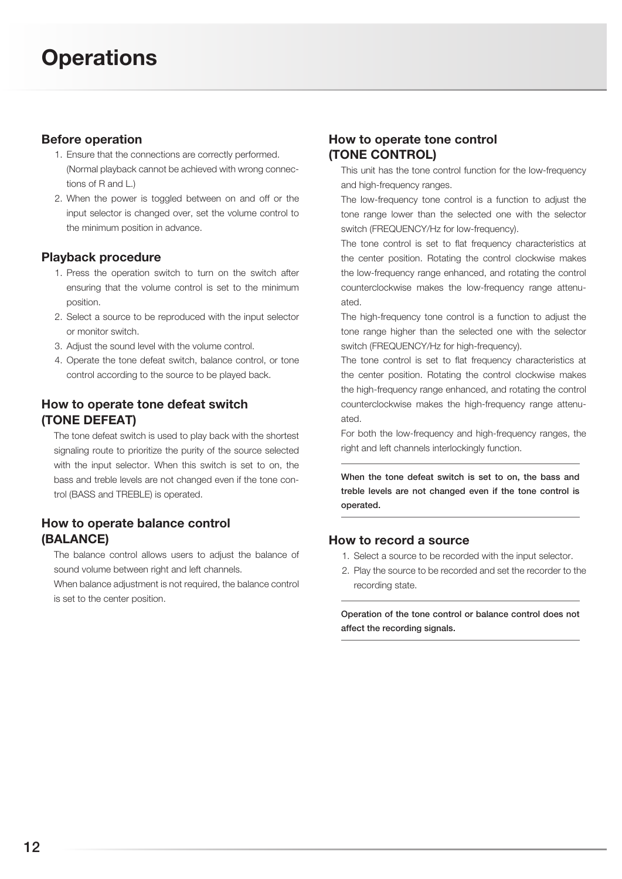# Operations

## Before operation

1. Ensure that the connections are correctly performed. (Normal playback cannot be achieved with wrong connections of R and L.)
2. When the power is toggled between on and off or the input selector is changed over, set the volume control to the minimum position in advance.

## Playback procedure

1. Press the operation switch to turn on the switch after ensuring that the volume control is set to the minimum position.
2. Select a source to be reproduced with the input selector or monitor switch.
3. Adjust the sound level with the volume control.
4. Operate the tone defeat switch, balance control, or tone control according to the source to be played back.

## How to operate tone defeat switch (TONE DEFEAT)

The tone defeat switch is used to play back with the shortest signaling route to prioritize the purity of the source selected with the input selector. When this switch is set to on, the bass and treble levels are not changed even if the tone control (BASS and TREBLE) is operated.

## How to operate balance control (BALANCE)

The balance control allows users to adjust the balance of sound volume between right and left channels.

When balance adjustment is not required, the balance control is set to the center position.

## How to operate tone control (TONE CONTROL)

This unit has the tone control function for the low-frequency and high-frequency ranges.

The low-frequency tone control is a function to adjust the tone range lower than the selected one with the selector switch (FREQUENCY/Hz for low-frequency).

The tone control is set to flat frequency characteristics at the center position. Rotating the control clockwise makes the low-frequency range enhanced, and rotating the control counterclockwise makes the low-frequency range attenuated.

The high-frequency tone control is a function to adjust the tone range higher than the selected one with the selector switch (FREQUENCY/Hz for high-frequency).

The tone control is set to flat frequency characteristics at the center position. Rotating the control clockwise makes the high-frequency range enhanced, and rotating the control counterclockwise makes the high-frequency range attenuated.

For both the low-frequency and high-frequency ranges, the right and left channels interlockingly function.

**When the tone defeat switch is set to on, the bass and treble levels are not changed even if the tone control is operated.**

## How to record a source

1. Select a source to be recorded with the input selector.
2. Play the source to be recorded and set the recorder to the recording state.

**Operation of the tone control or balance control does not affect the recording signals.**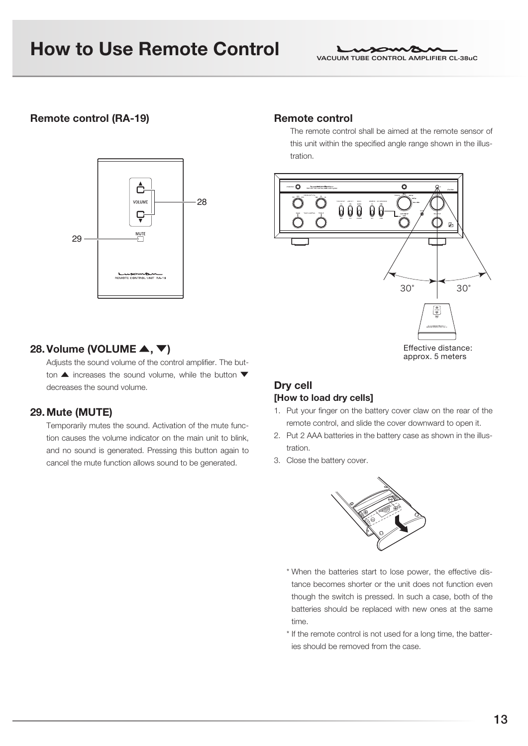# How to Use Remote Control

## Remote control (RA-19)

## 28. Volume (VOLUME ▲, ▼)

Adjusts the sound volume of the control amplifier. The button ▲ increases the sound volume, while the button ▼ decreases the sound volume.

## 29. Mute (MUTE)

Temporarily mutes the sound. Activation of the mute function causes the volume indicator on the main unit to blink, and no sound is generated. Pressing this button again to cancel the mute function allows sound to be generated.

## Remote control

The remote control shall be aimed at the remote sensor of this unit within the specified angle range shown in the illustration.

Effective distance: approx. 5 meters

## Dry cell

### [How to load dry cells]

1. Put your finger on the battery cover claw on the rear of the remote control, and slide the cover downward to open it.
2. Put 2 AAA batteries in the battery case as shown in the illustration.
3. Close the battery cover.

* When the batteries start to lose power, the effective distance becomes shorter or the unit does not function even though the switch is pressed. In such a case, both of the batteries should be replaced with new ones at the same time.
* If the remote control is not used for a long time, the batteries should be removed from the case.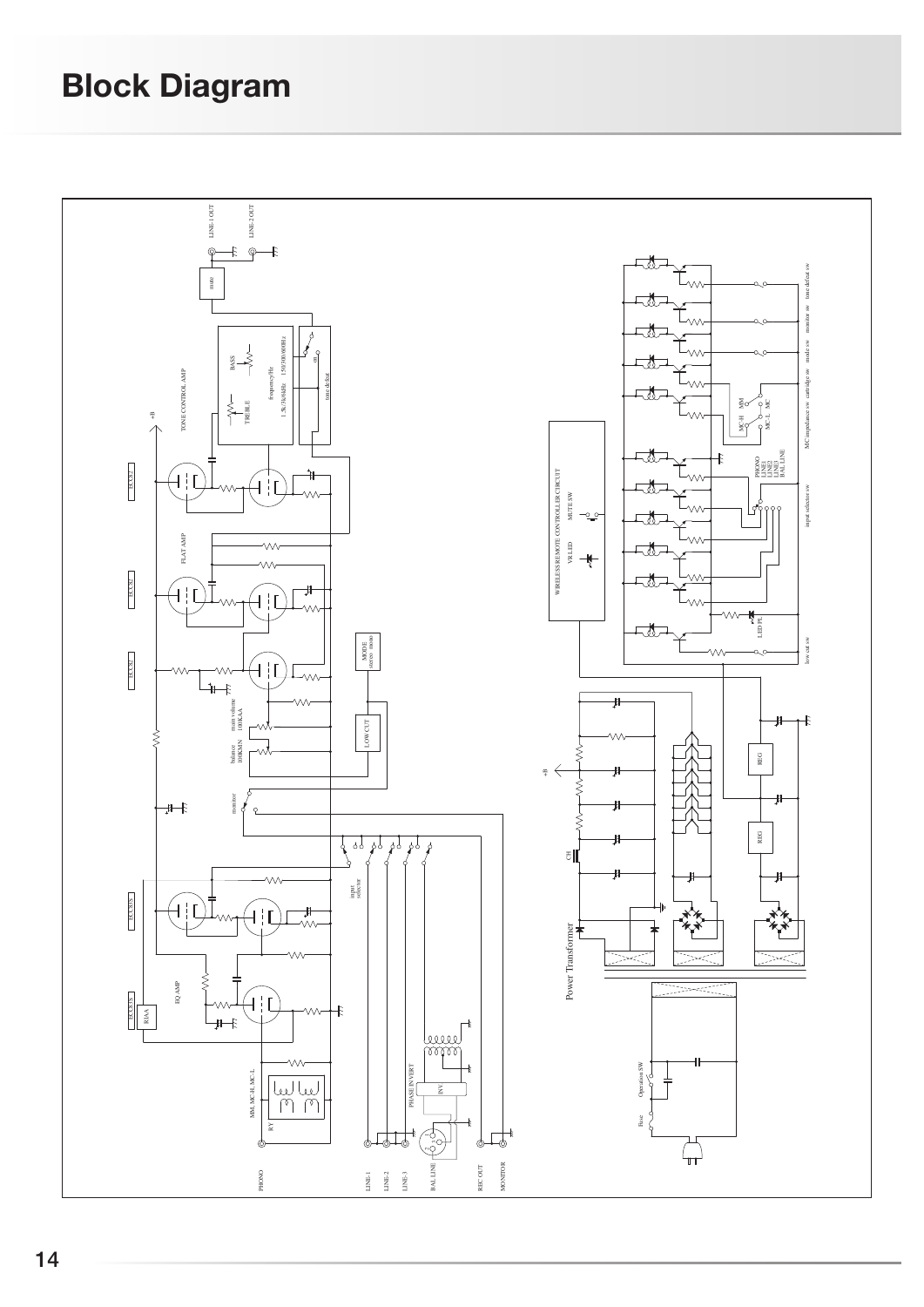# Block Diagram

LINE-1 OUT

LINE-2 OUT

mute

TONE CONTROL AMP

BASS

TREBLE

frequency/Hz

1.5k/3k/6kHz 150/300/600Hz

tone defeat

on

+B

ECC82

FLAT AMP

ECC82

ECC82

main volume 100KAA

balance 100KMN

MODE stereo mono

LOW CUT

monitor

input selector

ECC83

EQ AMP

ECC83

RIAA

MM, MC-H, MC-L

RY

PHASE INVERT

INV

PHONO

LINE-1

LINE-2

LINE-3

BAL LINE

REC OUT

MONITOR

WIRELESS REMOTE CONTROLLER CIRCUIT

VR LED

MUTE SW

MC-H MM

MC-L MC

PHONO LINE1 LINE2 LINE3 BAL LINE

LED PL

low cut sw

input selector sw

MC impedance sw

cartridge sw

mode sw

monitor sw

tone defeat sw

+B

CH

REG

REG

Power Transformer

Operation SW

Fuse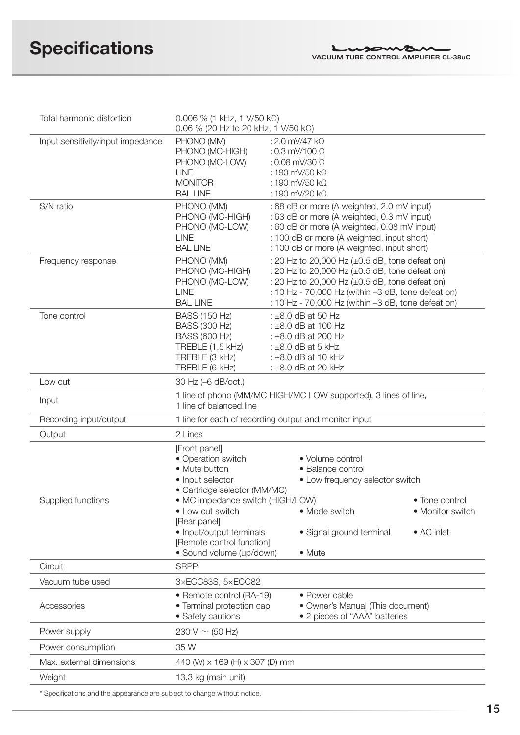# Specifications

VACUUM TUBE CONTROL AMPLIFIER CL-38uC

| | |
|---|---|
| Total harmonic distortion | 0.006 % (1 kHz, 1 V/50 kΩ)<br>0.06 % (20 Hz to 20 kHz, 1 V/50 kΩ) |
| Input sensitivity/input impedance | PHONO (MM) : 2.0 mV/47 kΩ<br>PHONO (MC-HIGH) : 0.3 mV/100 Ω<br>PHONO (MC-LOW) : 0.08 mV/30 Ω<br>LINE : 190 mV/50 kΩ<br>MONITOR : 190 mV/50 kΩ<br>BAL LINE : 190 mV/20 kΩ |
| S/N ratio | PHONO (MM) : 68 dB or more (A weighted, 2.0 mV input)<br>PHONO (MC-HIGH) : 63 dB or more (A weighted, 0.3 mV input)<br>PHONO (MC-LOW) : 60 dB or more (A weighted, 0.08 mV input)<br>LINE : 100 dB or more (A weighted, input short)<br>BAL LINE : 100 dB or more (A weighted, input short) |
| Frequency response | PHONO (MM) : 20 Hz to 20,000 Hz (±0.5 dB, tone defeat on)<br>PHONO (MC-HIGH) : 20 Hz to 20,000 Hz (±0.5 dB, tone defeat on)<br>PHONO (MC-LOW) : 20 Hz to 20,000 Hz (±0.5 dB, tone defeat on)<br>LINE : 10 Hz - 70,000 Hz (within –3 dB, tone defeat on)<br>BAL LINE : 10 Hz - 70,000 Hz (within –3 dB, tone defeat on) |
| Tone control | BASS (150 Hz) : ±8.0 dB at 50 Hz<br>BASS (300 Hz) : ±8.0 dB at 100 Hz<br>BASS (600 Hz) : ±8.0 dB at 200 Hz<br>TREBLE (1.5 kHz) : ±8.0 dB at 5 kHz<br>TREBLE (3 kHz) : ±8.0 dB at 10 kHz<br>TREBLE (6 kHz) : ±8.0 dB at 20 kHz |
| Low cut | 30 Hz (–6 dB/oct.) |
| Input | 1 line of phono (MM/MC HIGH/MC LOW supported), 3 lines of line, 1 line of balanced line |
| Recording input/output | 1 line for each of recording output and monitor input |
| Output | 2 Lines |
| Supplied functions | [Front panel]<br>• Operation switch • Volume control<br>• Mute button • Balance control<br>• Input selector • Low frequency selector switch<br>• Cartridge selector (MM/MC)<br>• MC impedance switch (HIGH/LOW) • Tone control<br>• Low cut switch • Mode switch • Monitor switch<br>[Rear panel]<br>• Input/output terminals • Signal ground terminal • AC inlet<br>[Remote control function]<br>• Sound volume (up/down) • Mute |
| Circuit | SRPP |
| Vacuum tube used | 3×ECC83S, 5×ECC82 |
| Accessories | • Remote control (RA-19) • Power cable<br>• Terminal protection cap • Owner's Manual (This document)<br>• Safety cautions • 2 pieces of "AAA" batteries |
| Power supply | 230 V ~ (50 Hz) |
| Power consumption | 35 W |
| Max. external dimensions | 440 (W) x 169 (H) x 307 (D) mm |
| Weight | 13.3 kg (main unit) |

* Specifications and the appearance are subject to change without notice.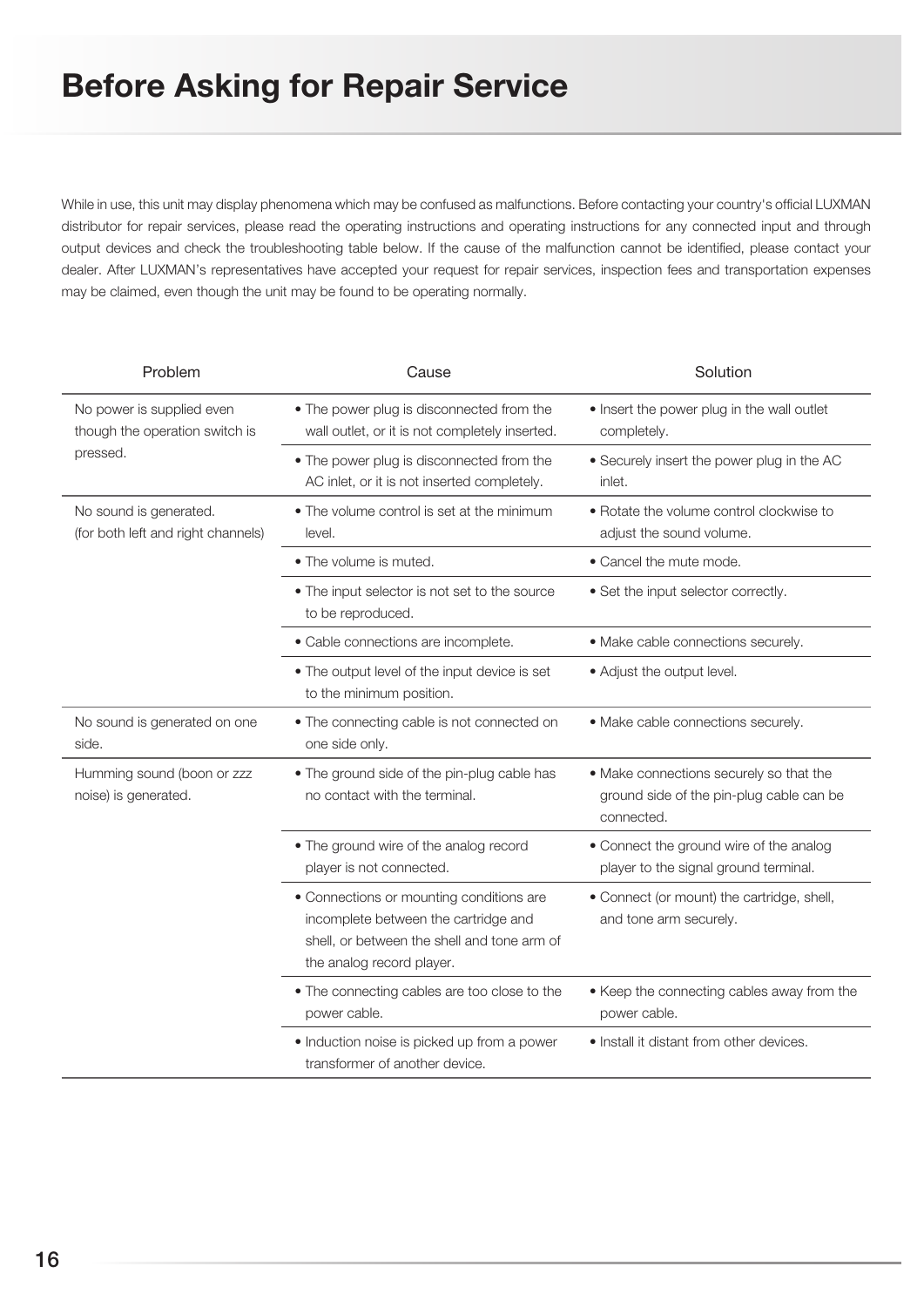# Before Asking for Repair Service

While in use, this unit may display phenomena which may be confused as malfunctions. Before contacting your country's official LUXMAN distributor for repair services, please read the operating instructions and operating instructions for any connected input and through output devices and check the troubleshooting table below. If the cause of the malfunction cannot be identified, please contact your dealer. After LUXMAN's representatives have accepted your request for repair services, inspection fees and transportation expenses may be claimed, even though the unit may be found to be operating normally.

| Problem | Cause | Solution |
|---|---|---|
| No power is supplied even though the operation switch is pressed. | • The power plug is disconnected from the wall outlet, or it is not completely inserted. | • Insert the power plug in the wall outlet completely. |
| | • The power plug is disconnected from the AC inlet, or it is not inserted completely. | • Securely insert the power plug in the AC inlet. |
| No sound is generated. (for both left and right channels) | • The volume control is set at the minimum level. | • Rotate the volume control clockwise to adjust the sound volume. |
| | • The volume is muted. | • Cancel the mute mode. |
| | • The input selector is not set to the source to be reproduced. | • Set the input selector correctly. |
| | • Cable connections are incomplete. | • Make cable connections securely. |
| | • The output level of the input device is set to the minimum position. | • Adjust the output level. |
| No sound is generated on one side. | • The connecting cable is not connected on one side only. | • Make cable connections securely. |
| Humming sound (boon or zzz noise) is generated. | • The ground side of the pin-plug cable has no contact with the terminal. | • Make connections securely so that the ground side of the pin-plug cable can be connected. |
| | • The ground wire of the analog record player is not connected. | • Connect the ground wire of the analog player to the signal ground terminal. |
| | • Connections or mounting conditions are incomplete between the cartridge and shell, or between the shell and tone arm of the analog record player. | • Connect (or mount) the cartridge, shell, and tone arm securely. |
| | • The connecting cables are too close to the power cable. | • Keep the connecting cables away from the power cable. |
| | • Induction noise is picked up from a power transformer of another device. | • Install it distant from other devices. |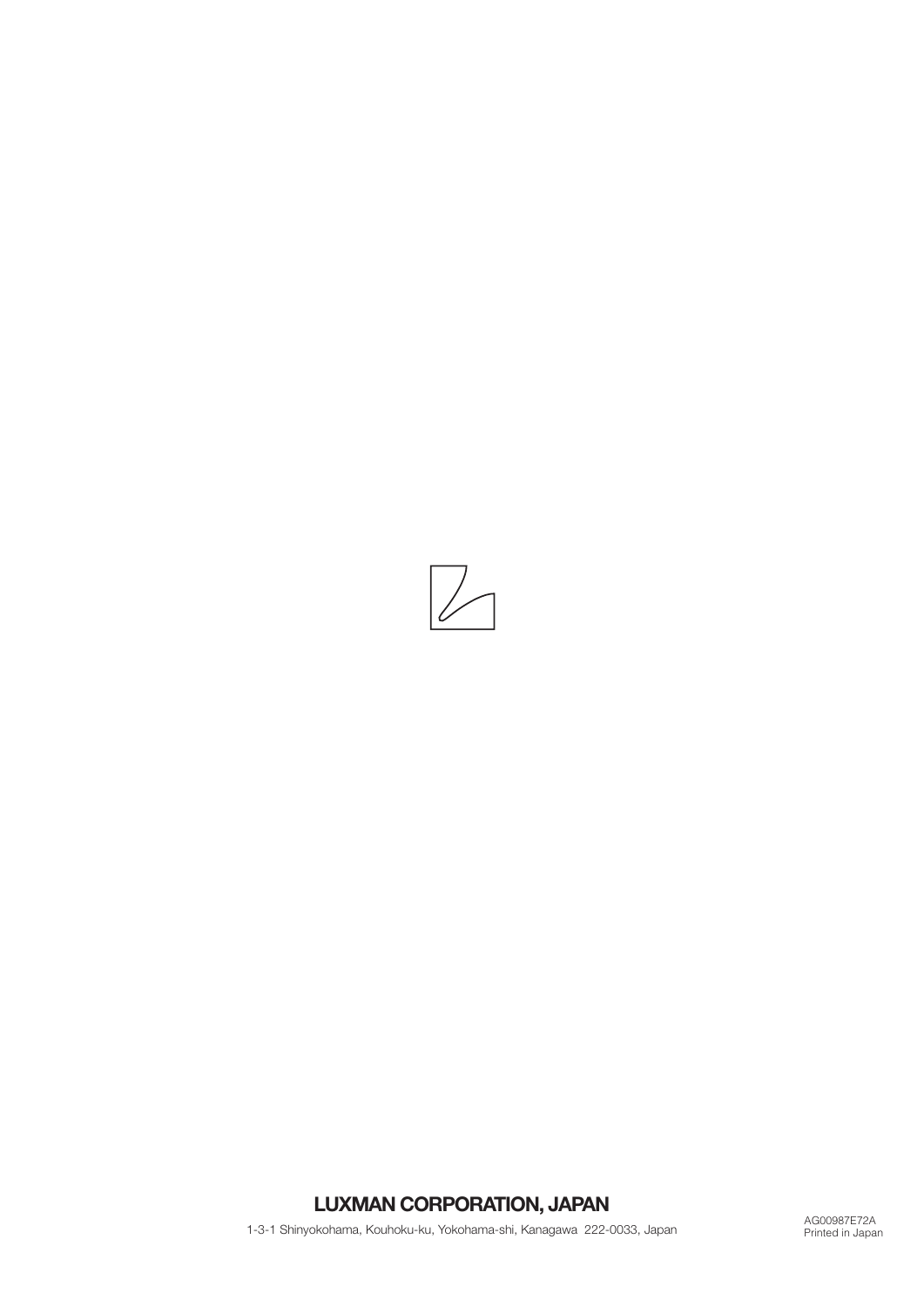**LUXMAN CORPORATION, JAPAN**

1-3-1 Shinyokohama, Kouhoku-ku, Yokohama-shi, Kanagawa  222-0033, Japan

AG00987E72A
Printed in Japan